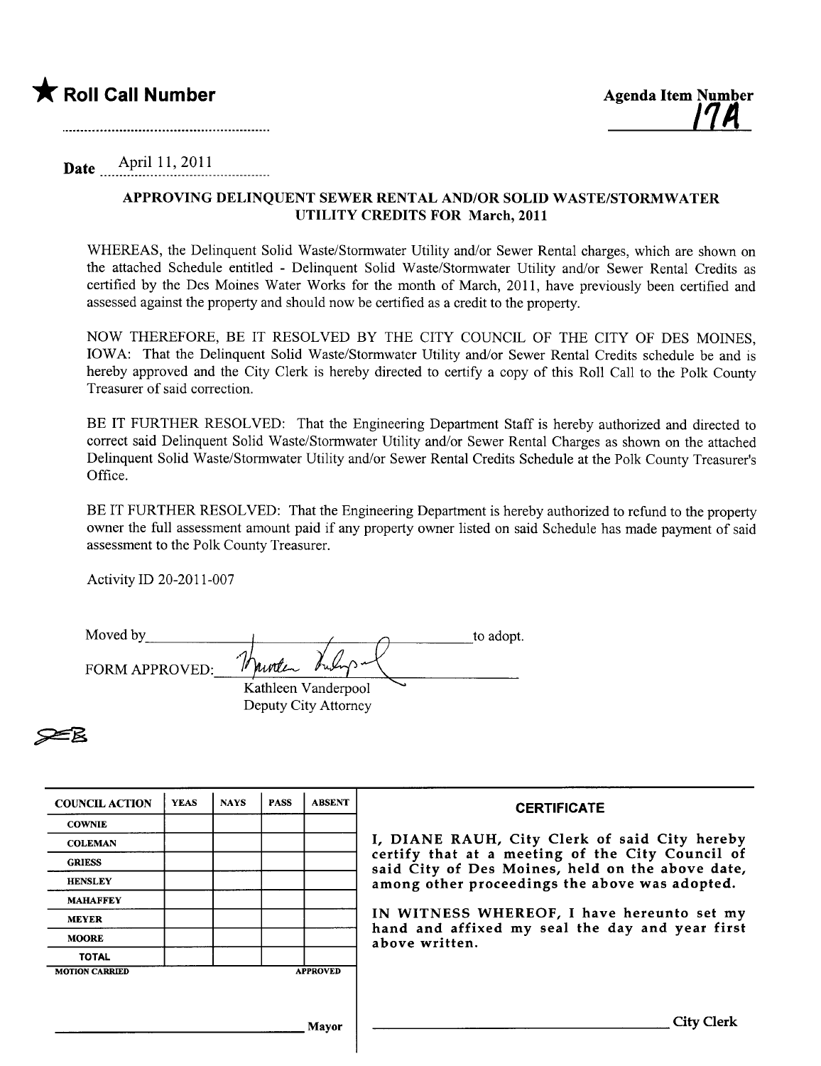★ **Roll Call Number**

........................................................

**Agenda Item Number**
**17A**

**Date** April 11, 2011

### APPROVING DELINQUENT SEWER RENTAL AND/OR SOLID WASTE/STORMWATER UTILITY CREDITS FOR March, 2011

WHEREAS, the Delinquent Solid Waste/Stormwater Utility and/or Sewer Rental charges, which are shown on the attached Schedule entitled - Delinquent Solid Waste/Stormwater Utility and/or Sewer Rental Credits as certified by the Des Moines Water Works for the month of March, 2011, have previously been certified and assessed against the property and should now be certified as a credit to the property.

NOW THEREFORE, BE IT RESOLVED BY THE CITY COUNCIL OF THE CITY OF DES MOINES, IOWA: That the Delinquent Solid Waste/Stormwater Utility and/or Sewer Rental Credits schedule be and is hereby approved and the City Clerk is hereby directed to certify a copy of this Roll Call to the Polk County Treasurer of said correction.

BE IT FURTHER RESOLVED: That the Engineering Department Staff is hereby authorized and directed to correct said Delinquent Solid Waste/Stormwater Utility and/or Sewer Rental Charges as shown on the attached Delinquent Solid Waste/Stormwater Utility and/or Sewer Rental Credits Schedule at the Polk County Treasurer's Office.

BE IT FURTHER RESOLVED: That the Engineering Department is hereby authorized to refund to the property owner the full assessment amount paid if any property owner listed on said Schedule has made payment of said assessment to the Polk County Treasurer.

Activity ID 20-2011-007

Moved by________________________________________to adopt.

FORM APPROVED: ________________________________
Kathleen Vanderpool
Deputy City Attorney

| COUNCIL ACTION | YEAS | NAYS | PASS | ABSENT |
|---|---|---|---|---|
| COWNIE | | | | |
| COLEMAN | | | | |
| GRIESS | | | | |
| HENSLEY | | | | |
| MAHAFFEY | | | | |
| MEYER | | | | |
| MOORE | | | | |
| TOTAL | | | | |
| MOTION CARRIED | | | | APPROVED |

______________________________ Mayor

**CERTIFICATE**

I, DIANE RAUH, City Clerk of said City hereby certify that at a meeting of the City Council of said City of Des Moines, held on the above date, among other proceedings the above was adopted.

IN WITNESS WHEREOF, I have hereunto set my hand and affixed my seal the day and year first above written.

______________________________ City Clerk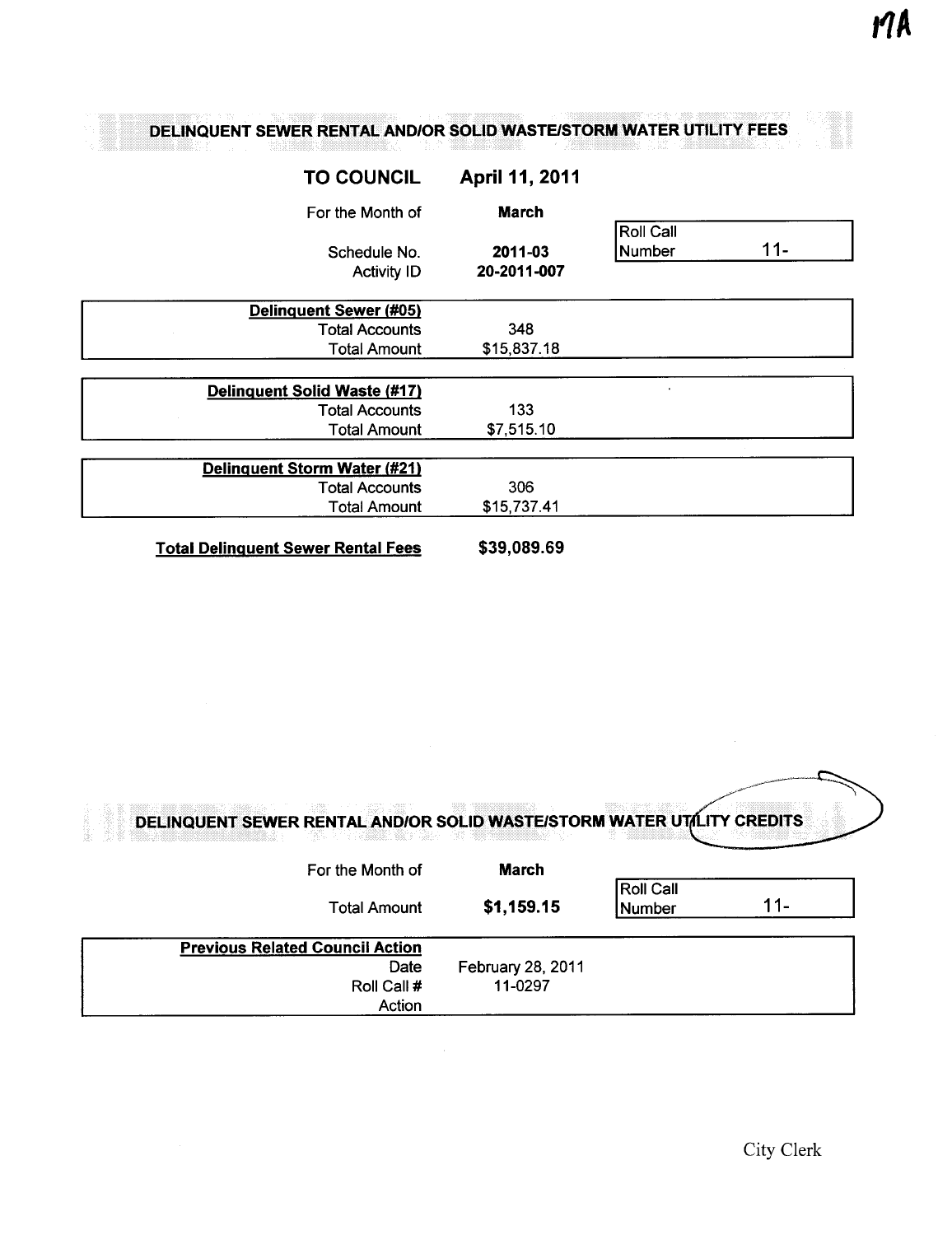17A

## DELINQUENT SEWER RENTAL AND/OR SOLID WASTE/STORM WATER UTILITY FEES

| | | |
|---|---|---|
| **TO COUNCIL** | **April 11, 2011** | |
| For the Month of | **March** | |
| Schedule No. | **2011-03** | Roll Call Number 11- |
| Activity ID | **20-2011-007** | |

| | |
|---|---|
| **Delinquent Sewer (#05)** | |
| Total Accounts | 348 |
| Total Amount | $15,837.18 |

| | |
|---|---|
| **Delinquent Solid Waste (#17)** | |
| Total Accounts | 133 |
| Total Amount | $7,515.10 |

| | |
|---|---|
| **Delinquent Storm Water (#21)** | |
| Total Accounts | 306 |
| Total Amount | $15,737.41 |

**Total Delinquent Sewer Rental Fees** **$39,089.69**

## DELINQUENT SEWER RENTAL AND/OR SOLID WASTE/STORM WATER UTILITY CREDITS

| | | |
|---|---|---|
| For the Month of | **March** | |
| Total Amount | **$1,159.15** | Roll Call Number 11- |

| | |
|---|---|
| **Previous Related Council Action** | |
| Date | February 28, 2011 |
| Roll Call # | 11-0297 |
| Action | |

City Clerk